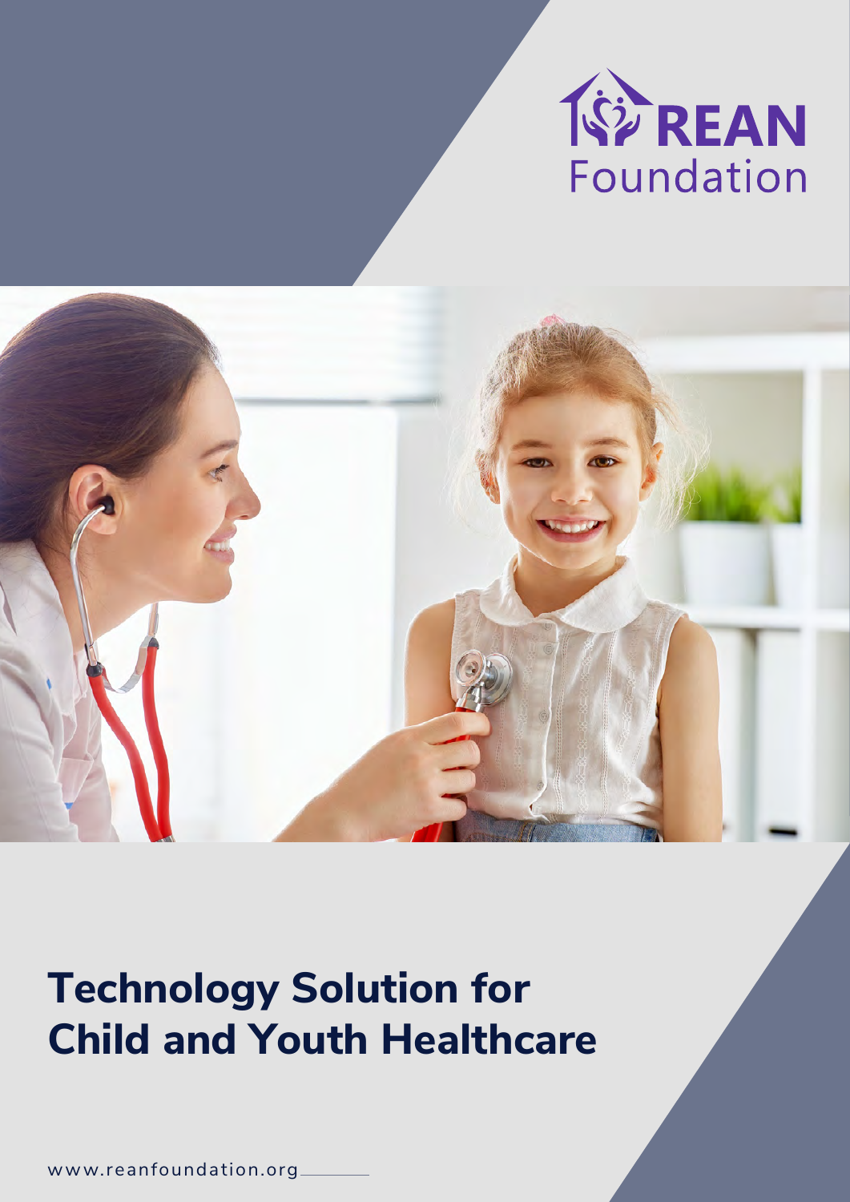REAN Foundation

# Technology Solution for Child and Youth Healthcare

www.reanfoundation.org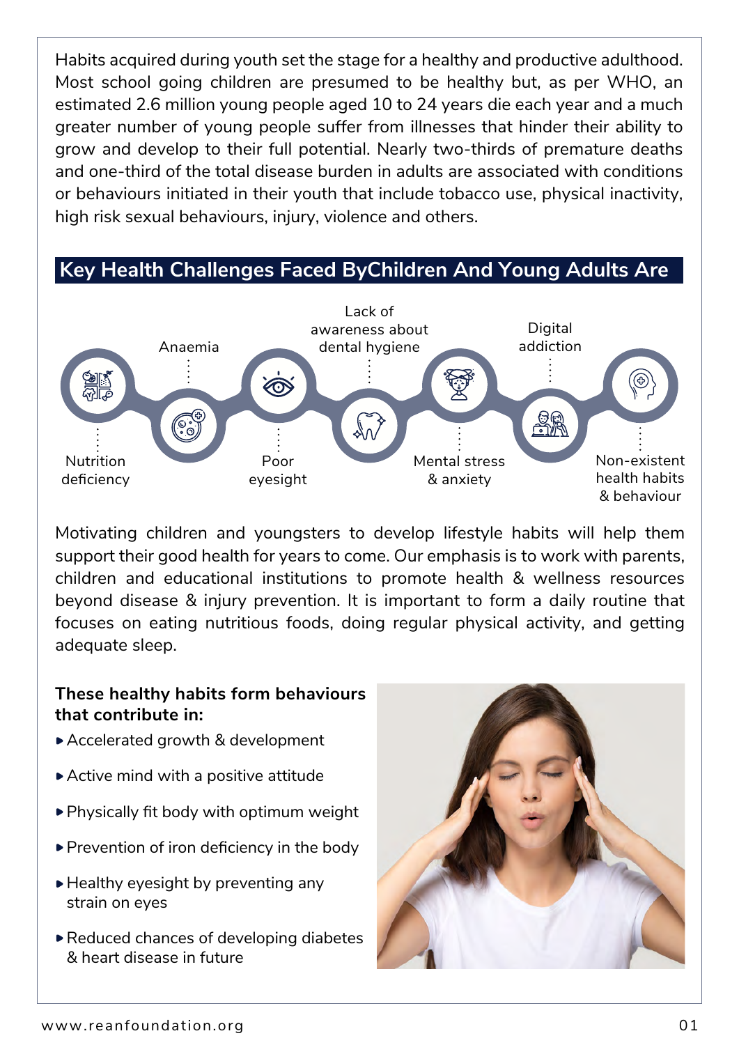Habits acquired during youth set the stage for a healthy and productive adulthood. Most school going children are presumed to be healthy but, as per WHO, an estimated 2.6 million young people aged 10 to 24 years die each year and a much greater number of young people suffer from illnesses that hinder their ability to grow and develop to their full potential. Nearly two-thirds of premature deaths and one-third of the total disease burden in adults are associated with conditions or behaviours initiated in their youth that include tobacco use, physical inactivity, high risk sexual behaviours, injury, violence and others.

## Key Health Challenges Faced ByChildren And Young Adults Are

- Nutrition deficiency
- Anaemia
- Poor eyesight
- Lack of awareness about dental hygiene
- Mental stress & anxiety
- Digital addiction
- Non-existent health habits & behaviour

Motivating children and youngsters to develop lifestyle habits will help them support their good health for years to come. Our emphasis is to work with parents, children and educational institutions to promote health & wellness resources beyond disease & injury prevention. It is important to form a daily routine that focuses on eating nutritious foods, doing regular physical activity, and getting adequate sleep.

**These healthy habits form behaviours that contribute in:**

- Accelerated growth & development
- Active mind with a positive attitude
- Physically fit body with optimum weight
- Prevention of iron deficiency in the body
- Healthy eyesight by preventing any strain on eyes
- Reduced chances of developing diabetes & heart disease in future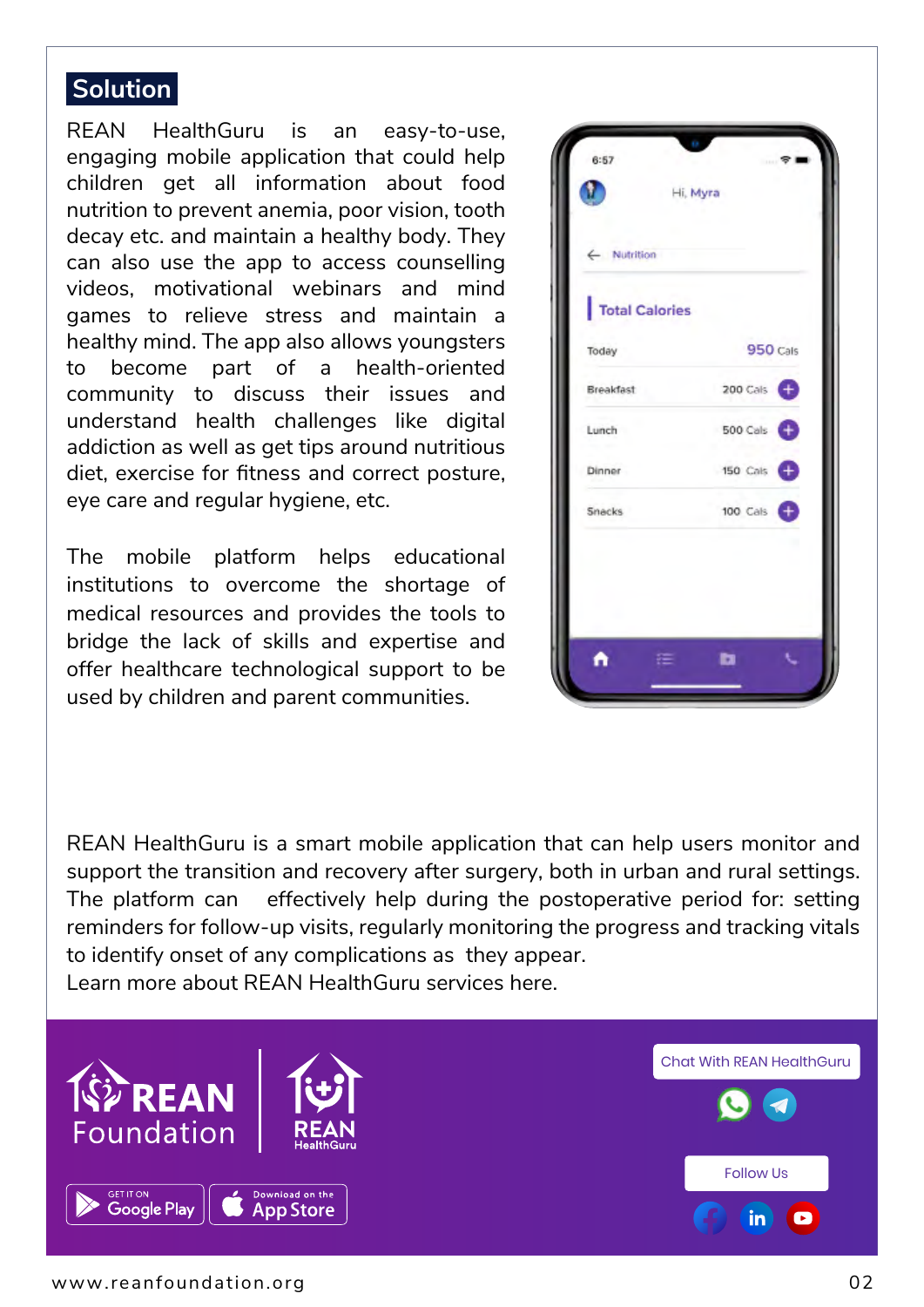## Solution

REAN HealthGuru is an easy-to-use, engaging mobile application that could help children get all information about food nutrition to prevent anemia, poor vision, tooth decay etc. and maintain a healthy body. They can also use the app to access counselling videos, motivational webinars and mind games to relieve stress and maintain a healthy mind. The app also allows youngsters to become part of a health-oriented community to discuss their issues and understand health challenges like digital addiction as well as get tips around nutritious diet, exercise for fitness and correct posture, eye care and regular hygiene, etc.

The mobile platform helps educational institutions to overcome the shortage of medical resources and provides the tools to bridge the lack of skills and expertise and offer healthcare technological support to be used by children and parent communities.

6:57

Hi, Myra

Nutrition

Total Calories

| | |
|---|---|
| Today | 950 Cals |
| Breakfast | 200 Cals |
| Lunch | 500 Cals |
| Dinner | 150 Cals |
| Snacks | 100 Cals |

REAN HealthGuru is a smart mobile application that can help users monitor and support the transition and recovery after surgery, both in urban and rural settings. The platform can effectively help during the postoperative period for: setting reminders for follow-up visits, regularly monitoring the progress and tracking vitals to identify onset of any complications as they appear.

Learn more about REAN HealthGuru services here.

REAN Foundation | REAN HealthGuru

GET IT ON Google Play | Download on the App Store

Chat With REAN HealthGuru

Follow Us

www.reanfoundation.org